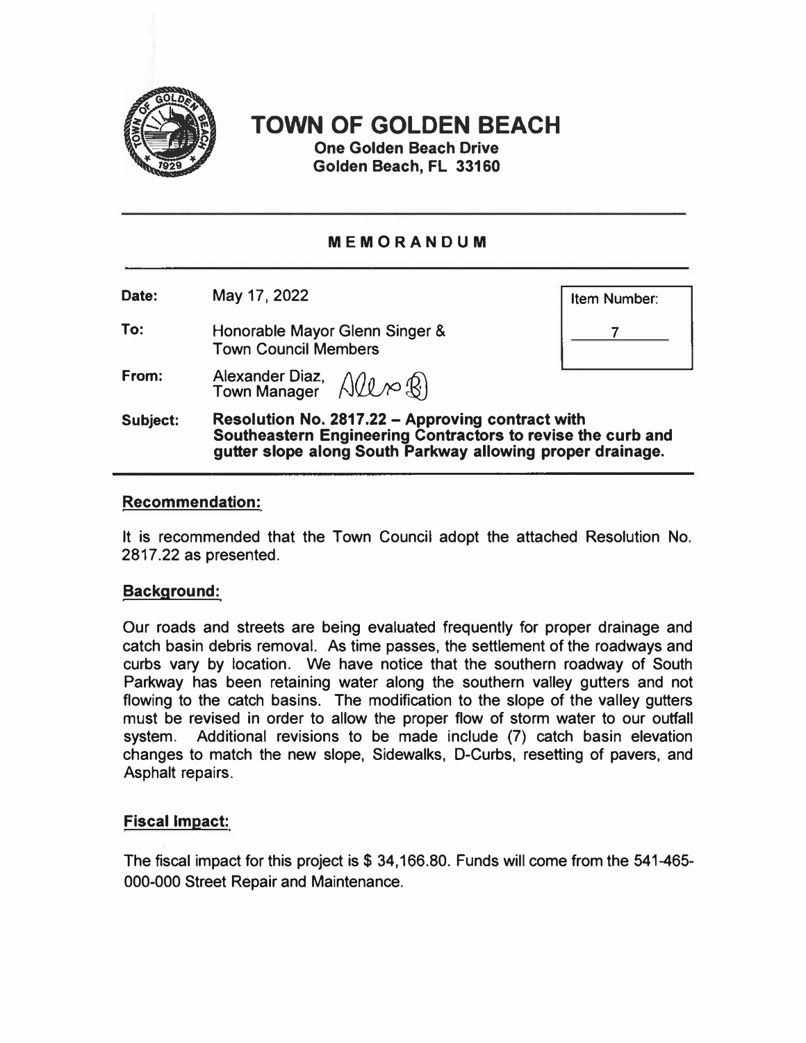# TOWN OF GOLDEN BEACH

**One Golden Beach Drive**
**Golden Beach, FL 33160**

## MEMORANDUM

| | | |
|---|---|---|
| **Date:** | May 17, 2022 | Item Number: 7 |
| **To:** | Honorable Mayor Glenn Singer & Town Council Members | |
| **From:** | Alexander Diaz, Town Manager | |
| **Subject:** | **Resolution No. 2817.22 – Approving contract with Southeastern Engineering Contractors to revise the curb and gutter slope along South Parkway allowing proper drainage.** | |

### Recommendation:

It is recommended that the Town Council adopt the attached Resolution No. 2817.22 as presented.

### Background:

Our roads and streets are being evaluated frequently for proper drainage and catch basin debris removal. As time passes, the settlement of the roadways and curbs vary by location. We have notice that the southern roadway of South Parkway has been retaining water along the southern valley gutters and not flowing to the catch basins. The modification to the slope of the valley gutters must be revised in order to allow the proper flow of storm water to our outfall system. Additional revisions to be made include (7) catch basin elevation changes to match the new slope, Sidewalks, D-Curbs, resetting of pavers, and Asphalt repairs.

### Fiscal Impact:

The fiscal impact for this project is $ 34,166.80. Funds will come from the 541-465-000-000 Street Repair and Maintenance.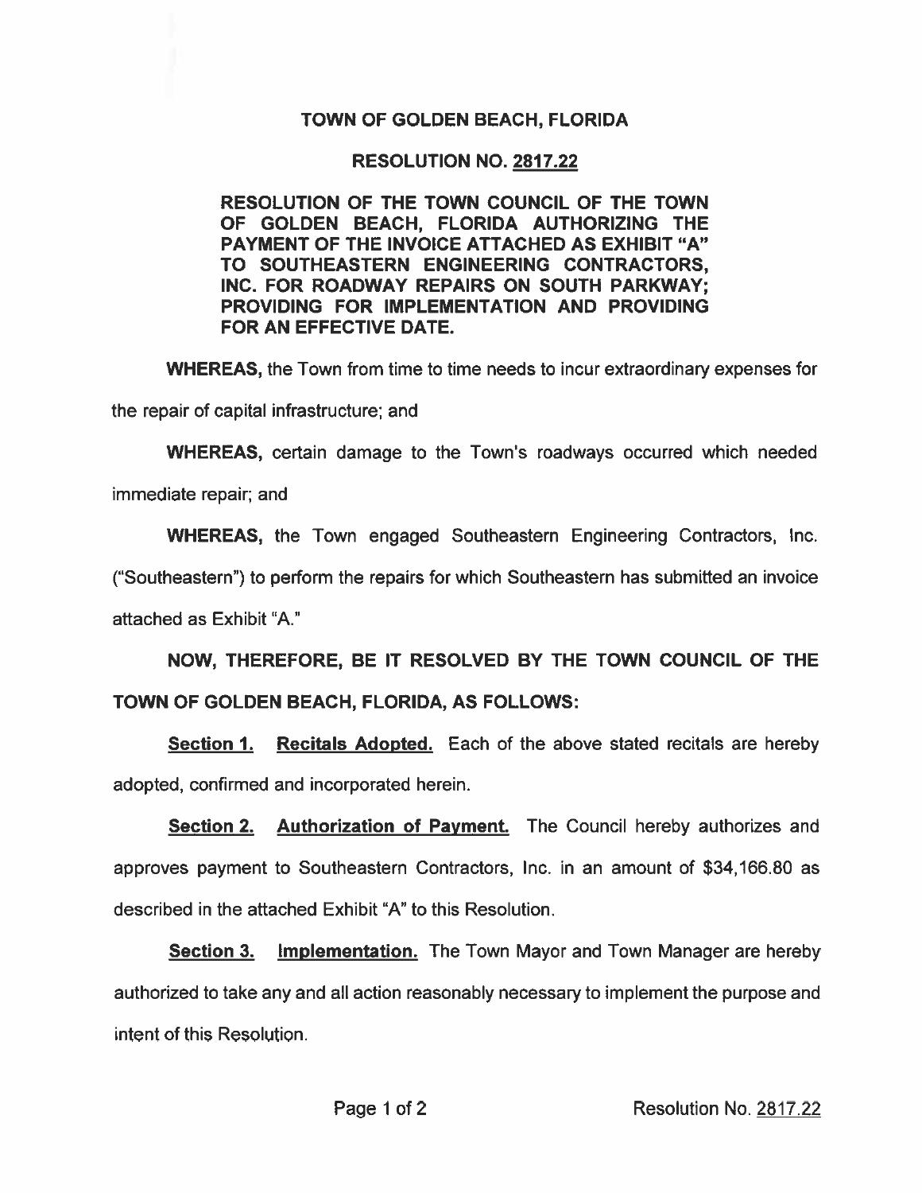# TOWN OF GOLDEN BEACH, FLORIDA

## RESOLUTION NO. 2817.22

**RESOLUTION OF THE TOWN COUNCIL OF THE TOWN OF GOLDEN BEACH, FLORIDA AUTHORIZING THE PAYMENT OF THE INVOICE ATTACHED AS EXHIBIT "A" TO SOUTHEASTERN ENGINEERING CONTRACTORS, INC. FOR ROADWAY REPAIRS ON SOUTH PARKWAY; PROVIDING FOR IMPLEMENTATION AND PROVIDING FOR AN EFFECTIVE DATE.**

**WHEREAS,** the Town from time to time needs to incur extraordinary expenses for the repair of capital infrastructure; and

**WHEREAS,** certain damage to the Town's roadways occurred which needed immediate repair; and

**WHEREAS,** the Town engaged Southeastern Engineering Contractors, Inc. ("Southeastern") to perform the repairs for which Southeastern has submitted an invoice attached as Exhibit "A."

**NOW, THEREFORE, BE IT RESOLVED BY THE TOWN COUNCIL OF THE TOWN OF GOLDEN BEACH, FLORIDA, AS FOLLOWS:**

**Section 1. Recitals Adopted.** Each of the above stated recitals are hereby adopted, confirmed and incorporated herein.

**Section 2. Authorization of Payment.** The Council hereby authorizes and approves payment to Southeastern Contractors, Inc. in an amount of $34,166.80 as described in the attached Exhibit "A" to this Resolution.

**Section 3. Implementation.** The Town Mayor and Town Manager are hereby authorized to take any and all action reasonably necessary to implement the purpose and intent of this Resolution.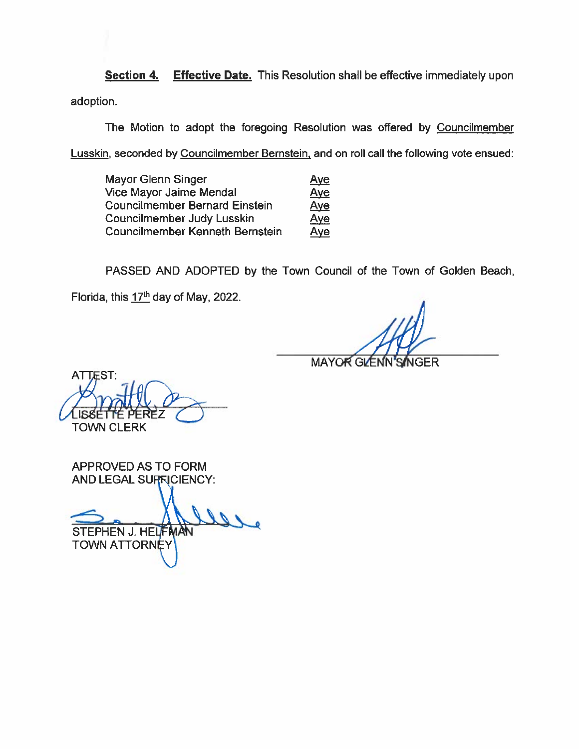**Section 4. Effective Date.** This Resolution shall be effective immediately upon adoption.

The Motion to adopt the foregoing Resolution was offered by Councilmember Lusskin, seconded by Councilmember Bernstein, and on roll call the following vote ensued:

| | |
|---|---|
| Mayor Glenn Singer | Aye |
| Vice Mayor Jaime Mendal | Aye |
| Councilmember Bernard Einstein | Aye |
| Councilmember Judy Lusskin | Aye |
| Councilmember Kenneth Bernstein | Aye |

PASSED AND ADOPTED by the Town Council of the Town of Golden Beach, Florida, this 17th day of May, 2022.

MAYOR GLENN SINGER

ATTEST:

LISSETTE PEREZ
TOWN CLERK

APPROVED AS TO FORM
AND LEGAL SUFFICIENCY:

STEPHEN J. HELFMAN
TOWN ATTORNEY